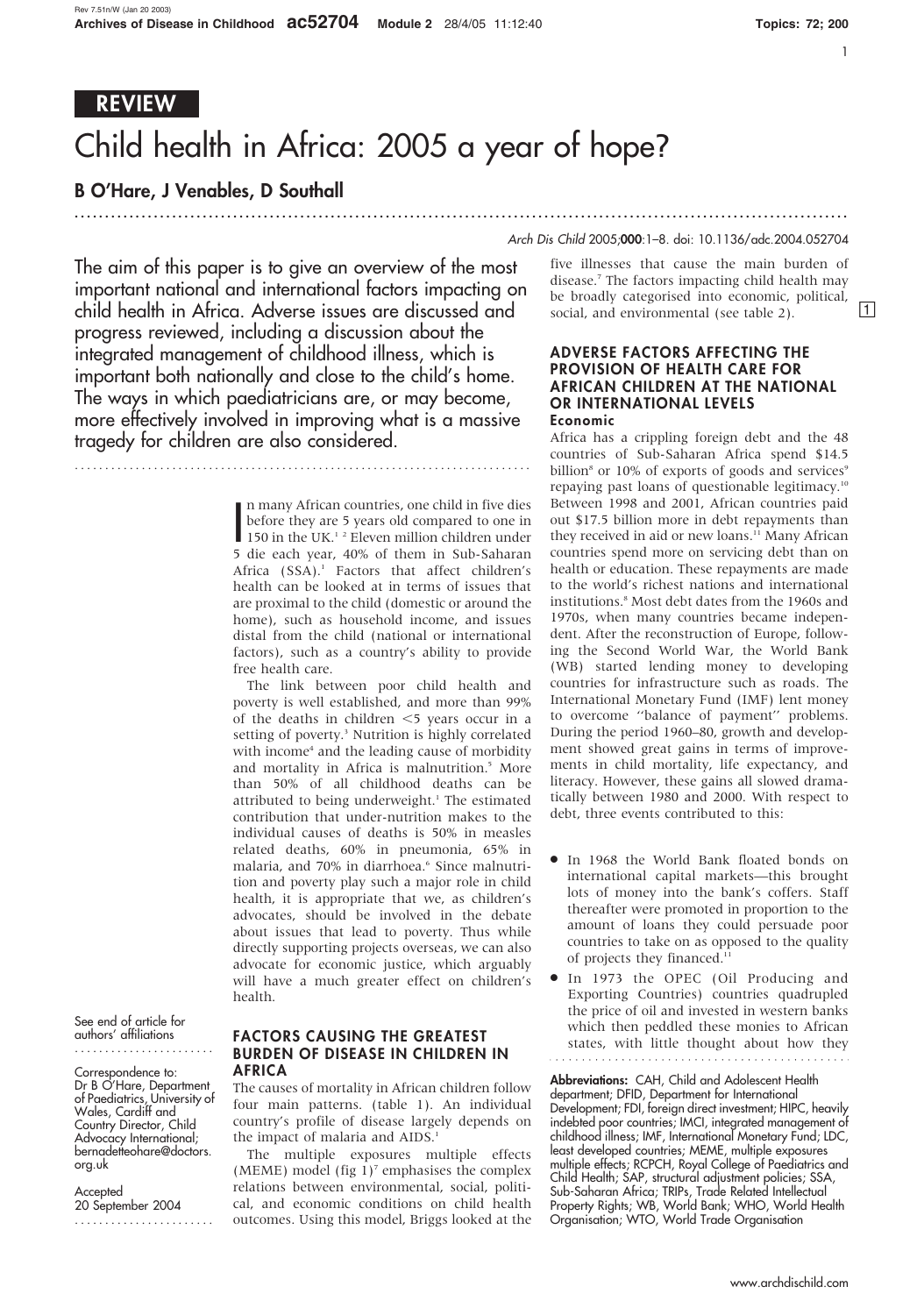REVIEW

# Child health in Africa: 2005 a year of hope?

**B O'Hare, J Venables, D Southall**

The aim of this paper is to give an overview of the most important national and international factors impacting on child health in Africa. Adverse issues are discussed and progress reviewed, including a discussion about the integrated management of childhood illness, which is important both nationally and close to the child's home. The ways in which paediatricians are, or may become, more effectively involved in improving what is a massive tragedy for children are also considered.

In many African countries, one child in five dies before they are 5 years old compared to one in 150 in the UK.[1 2] Eleven million children under 5 die each year, 40% of them in Sub-Saharan Africa (SSA).[1] Factors that affect children's health can be looked at in terms of issues that are proximal to the child (domestic or around the home), such as household income, and issues distal from the child (national or international factors), such as a country's ability to provide free health care.

The link between poor child health and poverty is well established, and more than 99% of the deaths in children <5 years occur in a setting of poverty.[3] Nutrition is highly correlated with income[4] and the leading cause of morbidity and mortality in Africa is malnutrition.[5] More than 50% of all childhood deaths can be attributed to being underweight.[1] The estimated contribution that under-nutrition makes to the individual causes of deaths is 50% in measles related deaths, 60% in pneumonia, 65% in malaria, and 70% in diarrhoea.[6] Since malnutrition and poverty play such a major role in child health, it is appropriate that we, as children's advocates, should be involved in the debate about issues that lead to poverty. Thus while directly supporting projects overseas, we can also advocate for economic justice, which arguably will have a much greater effect on children's health.

## FACTORS CAUSING THE GREATEST BURDEN OF DISEASE IN CHILDREN IN AFRICA

The causes of mortality in African children follow four main patterns. (table 1). An individual country's profile of disease largely depends on the impact of malaria and AIDS.[1]

The multiple exposures multiple effects (MEME) model (fig 1)[7] emphasises the complex relations between environmental, social, political, and economic conditions on child health outcomes. Using this model, Briggs looked at the five illnesses that cause the main burden of disease.[7] The factors impacting child health may be broadly categorised into economic, political, social, and environmental (see table 2).

## ADVERSE FACTORS AFFECTING THE PROVISION OF HEALTH CARE FOR AFRICAN CHILDREN AT THE NATIONAL OR INTERNATIONAL LEVELS

### Economic

Africa has a crippling foreign debt and the 48 countries of Sub-Saharan Africa spend $14.5 billion[8] or 10% of exports of goods and services[9] repaying past loans of questionable legitimacy.[10] Between 1998 and 2001, African countries paid out $17.5 billion more in debt repayments than they received in aid or new loans.[11] Many African countries spend more on servicing debt than on health or education. These repayments are made to the world's richest nations and international institutions.[8] Most debt dates from the 1960s and 1970s, when many countries became independent. After the reconstruction of Europe, following the Second World War, the World Bank (WB) started lending money to developing countries for infrastructure such as roads. The International Monetary Fund (IMF) lent money to overcome ''balance of payment'' problems. During the period 1960–80, growth and development showed great gains in terms of improvements in child mortality, life expectancy, and literacy. However, these gains all slowed dramatically between 1980 and 2000. With respect to debt, three events contributed to this:

- In 1968 the World Bank floated bonds on international capital markets—this brought lots of money into the bank's coffers. Staff thereafter were promoted in proportion to the amount of loans they could persuade poor countries to take on as opposed to the quality of projects they financed.[11]
- In 1973 the OPEC (Oil Producing and Exporting Countries) countries quadrupled the price of oil and invested in western banks which then peddled these monies to African states, with little thought about how they

See end of article for authors' affiliations

Correspondence to: Dr B O'Hare, Department of Paediatrics, University of Wales, Cardiff and Country Director, Child Advocacy International; bernadetteohare@doctors.org.uk

Accepted 20 September 2004

**Abbreviations:** CAH, Child and Adolescent Health department; DFID, Department for International Development; FDI, foreign direct investment; HIPC, heavily indebted poor countries; IMCI, integrated management of childhood illness; IMF, International Monetary Fund; LDC, least developed countries; MEME, multiple exposures multiple effects; RCPCH, Royal College of Paediatrics and Child Health; SAP, structural adjustment policies; SSA, Sub-Saharan Africa; TRIPs, Trade Related Intellectual Property Rights; WB, World Bank; WHO, World Health Organisation; WTO, World Trade Organisation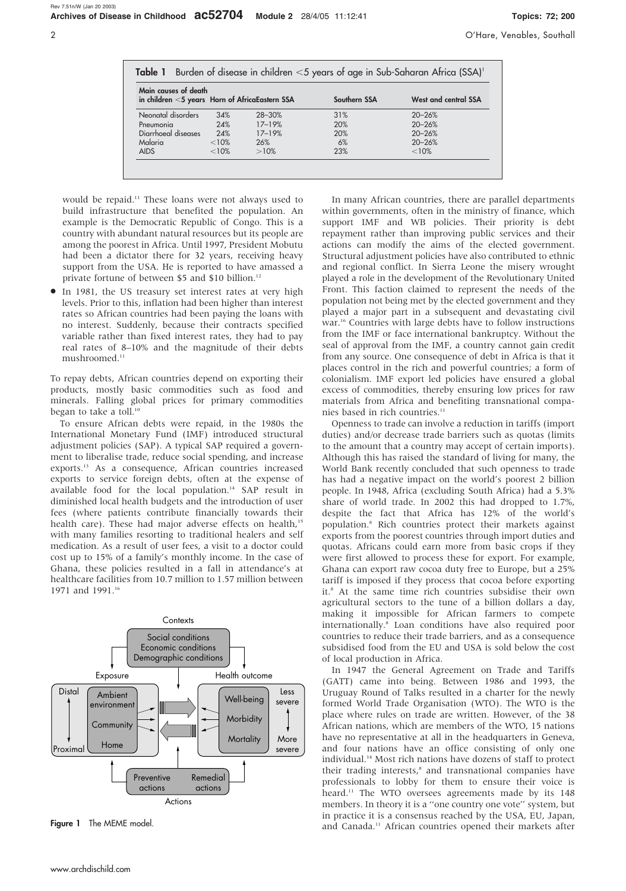**Table 1** Burden of disease in children <5 years of age in Sub-Saharan Africa (SSA)[1]

| Main causes of death in children <5 years | Horn of Africa | Eastern SSA | Southern SSA | West and central SSA |
|---|---|---|---|---|
| Neonatal disorders | 34% | 28–30% | 31% | 20–26% |
| Pneumonia | 24% | 17–19% | 20% | 20–26% |
| Diarrhoeal diseases | 24% | 17–19% | 20% | 20–26% |
| Malaria | <10% | 26% | 6% | 20–26% |
| AIDS | <10% | >10% | 23% | <10% |

would be repaid.[11] These loans were not always used to build infrastructure that benefited the population. An example is the Democratic Republic of Congo. This is a country with abundant natural resources but its people are among the poorest in Africa. Until 1997, President Mobutu had been a dictator there for 32 years, receiving heavy support from the USA. He is reported to have amassed a private fortune of between $5 and $10 billion.[12]

- In 1981, the US treasury set interest rates at very high levels. Prior to this, inflation had been higher than interest rates so African countries had been paying the loans with no interest. Suddenly, because their contracts specified variable rather than fixed interest rates, they had to pay real rates of 8–10% and the magnitude of their debts mushroomed.[11]

To repay debts, African countries depend on exporting their products, mostly basic commodities such as food and minerals. Falling global prices for primary commodities began to take a toll.[10]

To ensure African debts were repaid, in the 1980s the International Monetary Fund (IMF) introduced structural adjustment policies (SAP). A typical SAP required a government to liberalise trade, reduce social spending, and increase exports.[13] As a consequence, African countries increased exports to service foreign debts, often at the expense of available food for the local population.[14] SAP result in diminished local health budgets and the introduction of user fees (where patients contribute financially towards their health care). These had major adverse effects on health,[15] with many families resorting to traditional healers and self medication. As a result of user fees, a visit to a doctor could cost up to 15% of a family's monthly income. In the case of Ghana, these policies resulted in a fall in attendance's at healthcare facilities from 10.7 million to 1.57 million between 1971 and 1991.[16]

Figure 1 The MEME model.

In many African countries, there are parallel departments within governments, often in the ministry of finance, which support IMF and WB policies. Their priority is debt repayment rather than improving public services and their actions can modify the aims of the elected government. Structural adjustment policies have also contributed to ethnic and regional conflict. In Sierra Leone the misery wrought played a role in the development of the Revolutionary United Front. This faction claimed to represent the needs of the population not being met by the elected government and they played a major part in a subsequent and devastating civil war.[16] Countries with large debts have to follow instructions from the IMF or face international bankruptcy. Without the seal of approval from the IMF, a country cannot gain credit from any source. One consequence of debt in Africa is that it places control in the rich and powerful countries; a form of colonialism. IMF export led policies have ensured a global excess of commodities, thereby ensuring low prices for raw materials from Africa and benefiting transnational companies based in rich countries.[11]

Openness to trade can involve a reduction in tariffs (import duties) and/or decrease trade barriers such as quotas (limits to the amount that a country may accept of certain imports). Although this has raised the standard of living for many, the World Bank recently concluded that such openness to trade has had a negative impact on the world's poorest 2 billion people. In 1948, Africa (excluding South Africa) had a 5.3% share of world trade. In 2002 this had dropped to 1.7%, despite the fact that Africa has 12% of the world's population.[8] Rich countries protect their markets against exports from the poorest countries through import duties and quotas. Africans could earn more from basic crops if they were first allowed to process these for export. For example, Ghana can export raw cocoa duty free to Europe, but a 25% tariff is imposed if they process that cocoa before exporting it.[8] At the same time rich countries subsidise their own agricultural sectors to the tune of a billion dollars a day, making it impossible for African farmers to compete internationally.[8] Loan conditions have also required poor countries to reduce their trade barriers, and as a consequence subsidised food from the EU and USA is sold below the cost of local production in Africa.

In 1947 the General Agreement on Trade and Tariffs (GATT) came into being. Between 1986 and 1993, the Uruguay Round of Talks resulted in a charter for the newly formed World Trade Organisation (WTO). The WTO is the place where rules on trade are written. However, of the 38 African nations, which are members of the WTO, 15 nations have no representative at all in the headquarters in Geneva, and four nations have an office consisting of only one individual.[14] Most rich nations have dozens of staff to protect their trading interests,[8] and transnational companies have professionals to lobby for them to ensure their voice is heard.[11] The WTO oversees agreements made by its 148 members. In theory it is a "one country one vote" system, but in practice it is a consensus reached by the USA, EU, Japan, and Canada.[11] African countries opened their markets after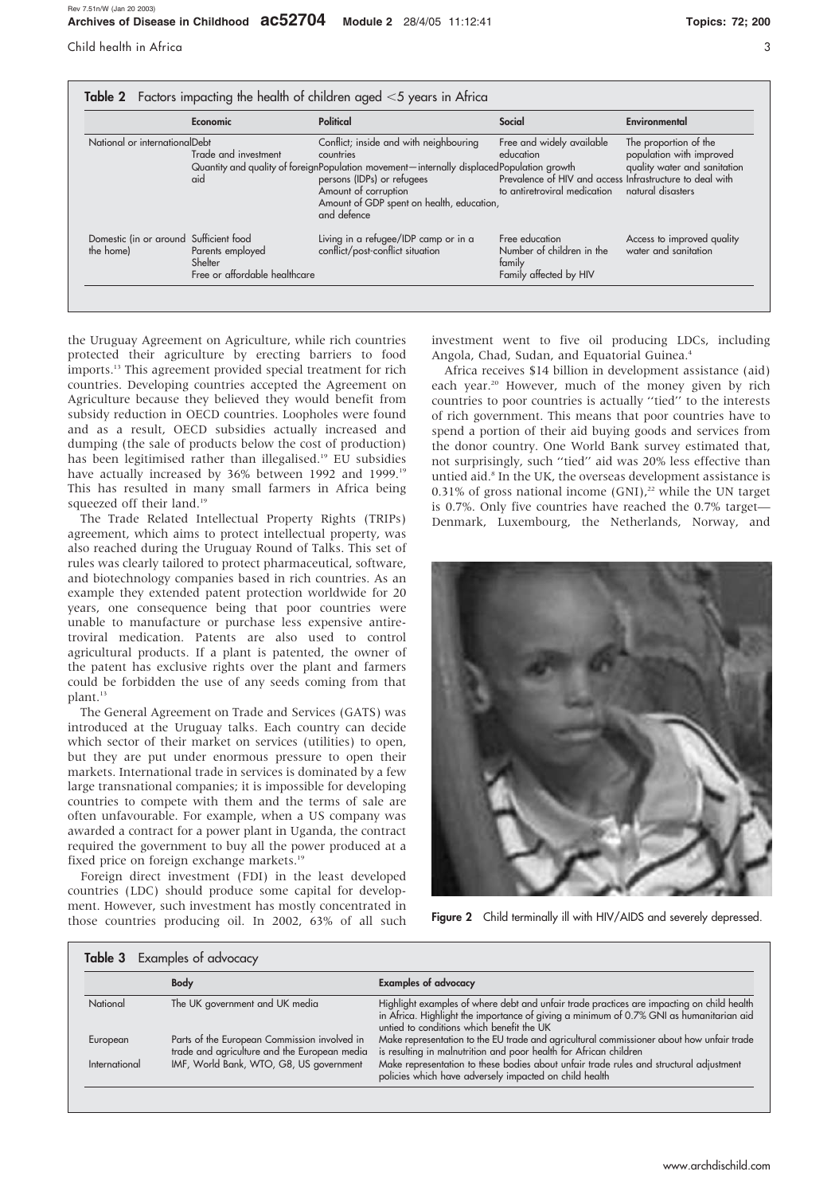**Table 2** Factors impacting the health of children aged <5 years in Africa

| | Economic | Political | Social | Environmental |
|---|---|---|---|---|
| National or international | Debt<br>Trade and investment<br>Quantity and quality of foreign aid | Conflict; inside and with neighbouring countries<br>Population movement—internally displaced persons (IDPs) or refugees<br>Amount of corruption<br>Amount of GDP spent on health, education, and defence | Free and widely available education<br>Population growth<br>Prevalence of HIV and access to antiretroviral medication | The proportion of the population with improved quality water and sanitation<br>Infrastructure to deal with natural disasters |
| Domestic (in or around the home) | Sufficient food<br>Parents employed<br>Shelter<br>Free or affordable healthcare | Living in a refugee/IDP camp or in a conflict/post-conflict situation | Free education<br>Number of children in the family<br>Family affected by HIV | Access to improved quality water and sanitation |

the Uruguay Agreement on Agriculture, while rich countries protected their agriculture by erecting barriers to food imports.[13] This agreement provided special treatment for rich countries. Developing countries accepted the Agreement on Agriculture because they believed they would benefit from subsidy reduction in OECD countries. Loopholes were found and as a result, OECD subsidies actually increased and dumping (the sale of products below the cost of production) has been legitimised rather than illegalised.[19] EU subsidies have actually increased by 36% between 1992 and 1999.[19] This has resulted in many small farmers in Africa being squeezed off their land.[19]

The Trade Related Intellectual Property Rights (TRIPs) agreement, which aims to protect intellectual property, was also reached during the Uruguay Round of Talks. This set of rules was clearly tailored to protect pharmaceutical, software, and biotechnology companies based in rich countries. As an example they extended patent protection worldwide for 20 years, one consequence being that poor countries were unable to manufacture or purchase less expensive antiretroviral medication. Patents are also used to control agricultural products. If a plant is patented, the owner of the patent has exclusive rights over the plant and farmers could be forbidden the use of any seeds coming from that plant.[13]

The General Agreement on Trade and Services (GATS) was introduced at the Uruguay talks. Each country can decide which sector of their market on services (utilities) to open, but they are put under enormous pressure to open their markets. International trade in services is dominated by a few large transnational companies; it is impossible for developing countries to compete with them and the terms of sale are often unfavourable. For example, when a US company was awarded a contract for a power plant in Uganda, the contract required the government to buy all the power produced at a fixed price on foreign exchange markets.[19]

Foreign direct investment (FDI) in the least developed countries (LDC) should produce some capital for development. However, such investment has mostly concentrated in those countries producing oil. In 2002, 63% of all such investment went to five oil producing LDCs, including Angola, Chad, Sudan, and Equatorial Guinea.[4]

Africa receives $14 billion in development assistance (aid) each year.[20] However, much of the money given by rich countries to poor countries is actually "tied" to the interests of rich government. This means that poor countries have to spend a portion of their aid buying goods and services from the donor country. One World Bank survey estimated that, not surprisingly, such "tied" aid was 20% less effective than untied aid.[8] In the UK, the overseas development assistance is 0.31% of gross national income (GNI),[22] while the UN target is 0.7%. Only five countries have reached the 0.7% target—Denmark, Luxembourg, the Netherlands, Norway, and

**Figure 2** Child terminally ill with HIV/AIDS and severely depressed.

**Table 3** Examples of advocacy

| | Body | Examples of advocacy |
|---|---|---|
| National | The UK government and UK media | Highlight examples of where debt and unfair trade practices are impacting on child health in Africa. Highlight the importance of giving a minimum of 0.7% GNI as humanitarian aid untied to conditions which benefit the UK |
| European | Parts of the European Commission involved in trade and agriculture and the European media | Make representation to the EU trade and agricultural commissioner about how unfair trade is resulting in malnutrition and poor health for African children |
| International | IMF, World Bank, WTO, G8, US government | Make representation to these bodies about unfair trade rules and structural adjustment policies which have adversely impacted on child health |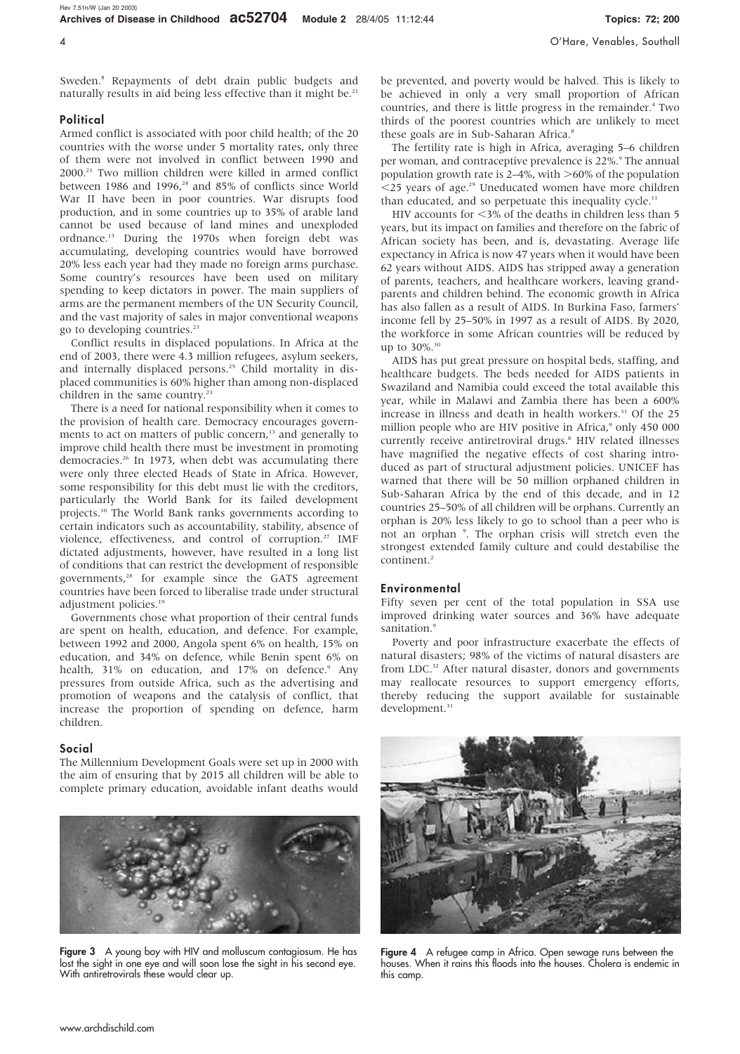Sweden.[8] Repayments of debt drain public budgets and naturally results in aid being less effective than it might be.[21]

### Political

Armed conflict is associated with poor child health; of the 20 countries with the worse under 5 mortality rates, only three of them were not involved in conflict between 1990 and 2000.[23] Two million children were killed in armed conflict between 1986 and 1996,[24] and 85% of conflicts since World War II have been in poor countries. War disrupts food production, and in some countries up to 35% of arable land cannot be used because of land mines and unexploded ordnance.[13] During the 1970s when foreign debt was accumulating, developing countries would have borrowed 20% less each year had they made no foreign arms purchase. Some country's resources have been used on military spending to keep dictators in power. The main suppliers of arms are the permanent members of the UN Security Council, and the vast majority of sales in major conventional weapons go to developing countries.[23]

Conflict results in displaced populations. In Africa at the end of 2003, there were 4.3 million refugees, asylum seekers, and internally displaced persons.[25] Child mortality in displaced communities is 60% higher than among non-displaced children in the same country.[23]

There is a need for national responsibility when it comes to the provision of health care. Democracy encourages governments to act on matters of public concern,[13] and generally to improve child health there must be investment in promoting democracies.[26] In 1973, when debt was accumulating there were only three elected Heads of State in Africa. However, some responsibility for this debt must lie with the creditors, particularly the World Bank for its failed development projects.[10] The World Bank ranks governments according to certain indicators such as accountability, stability, absence of violence, effectiveness, and control of corruption.[27] IMF dictated adjustments, however, have resulted in a long list of conditions that can restrict the development of responsible governments,[28] for example since the GATS agreement countries have been forced to liberalise trade under structural adjustment policies.[19]

Governments chose what proportion of their central funds are spent on health, education, and defence. For example, between 1992 and 2000, Angola spent 6% on health, 15% on education, and 34% on defence, while Benin spent 6% on health, 31% on education, and 17% on defence.[9] Any pressures from outside Africa, such as the advertising and promotion of weapons and the catalysis of conflict, that increase the proportion of spending on defence, harm children.

### Social

The Millennium Development Goals were set up in 2000 with the aim of ensuring that by 2015 all children will be able to complete primary education, avoidable infant deaths would be prevented, and poverty would be halved. This is likely to be achieved in only a very small proportion of African countries, and there is little progress in the remainder.[4] Two thirds of the poorest countries which are unlikely to meet these goals are in Sub-Saharan Africa.[8]

The fertility rate is high in Africa, averaging 5–6 children per woman, and contraceptive prevalence is 22%.[9] The annual population growth rate is 2–4%, with >60% of the population <25 years of age.[29] Uneducated women have more children than educated, and so perpetuate this inequality cycle.[11]

HIV accounts for <3% of the deaths in children less than 5 years, but its impact on families and therefore on the fabric of African society has been, and is, devastating. Average life expectancy in Africa is now 47 years when it would have been 62 years without AIDS. AIDS has stripped away a generation of parents, teachers, and healthcare workers, leaving grandparents and children behind. The economic growth in Africa has also fallen as a result of AIDS. In Burkina Faso, farmers' income fell by 25–50% in 1997 as a result of AIDS. By 2020, the workforce in some African countries will be reduced by up to 30%.[30]

AIDS has put great pressure on hospital beds, staffing, and healthcare budgets. The beds needed for AIDS patients in Swaziland and Namibia could exceed the total available this year, while in Malawi and Zambia there has been a 600% increase in illness and death in health workers.[31] Of the 25 million people who are HIV positive in Africa,[9] only 450 000 currently receive antiretroviral drugs.[8] HIV related illnesses have magnified the negative effects of cost sharing introduced as part of structural adjustment policies. UNICEF has warned that there will be 50 million orphaned children in Sub-Saharan Africa by the end of this decade, and in 12 countries 25–50% of all children will be orphans. Currently an orphan is 20% less likely to go to school than a peer who is not an orphan [9]. The orphan crisis will stretch even the strongest extended family culture and could destabilise the continent.[2]

### Environmental

Fifty seven per cent of the total population in SSA use improved drinking water sources and 36% have adequate sanitation.[9]

Poverty and poor infrastructure exacerbate the effects of natural disasters; 98% of the victims of natural disasters are from LDC.[32] After natural disaster, donors and governments may reallocate resources to support emergency efforts, thereby reducing the support available for sustainable development.[31]

**Figure 3** A young boy with HIV and molluscum contagiosum. He has lost the sight in one eye and will soon lose the sight in his second eye. With antiretrovirals these would clear up.

**Figure 4** A refugee camp in Africa. Open sewage runs between the houses. When it rains this floods into the houses. Cholera is endemic in this camp.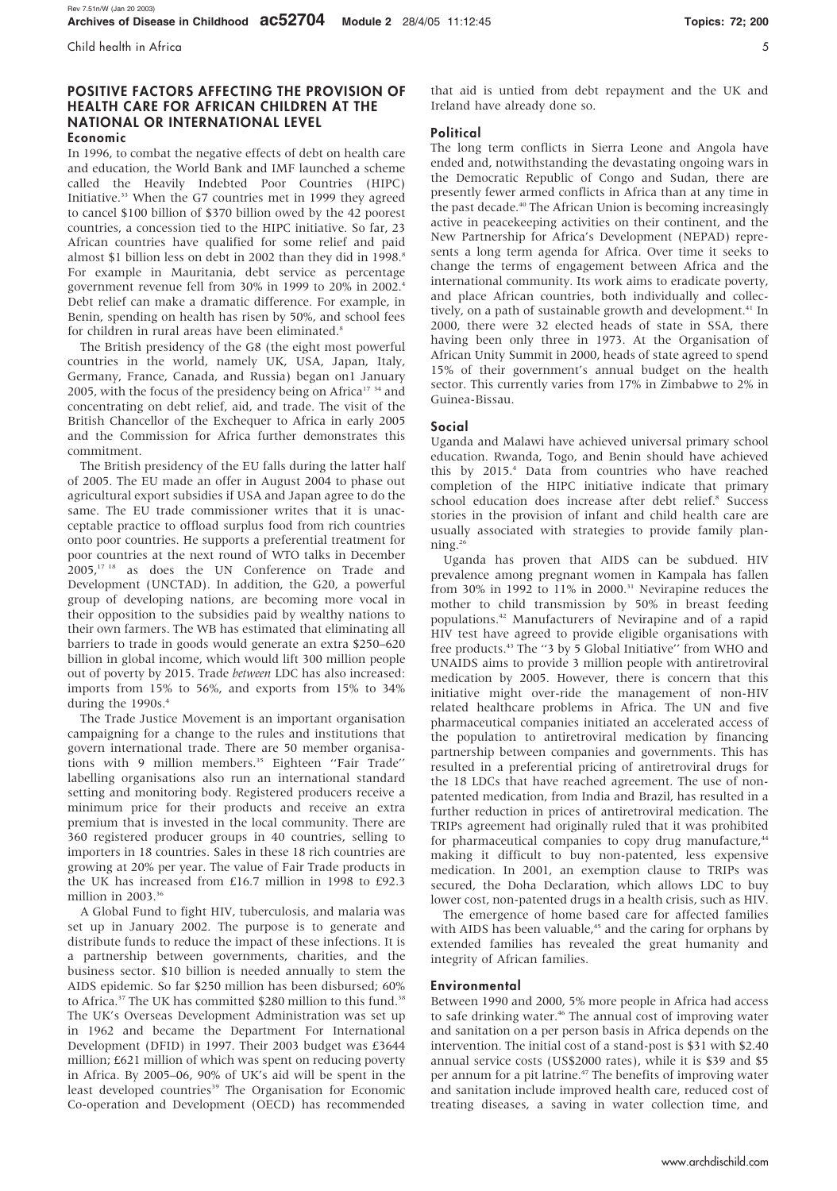## POSITIVE FACTORS AFFECTING THE PROVISION OF HEALTH CARE FOR AFRICAN CHILDREN AT THE NATIONAL OR INTERNATIONAL LEVEL

### Economic

In 1996, to combat the negative effects of debt on health care and education, the World Bank and IMF launched a scheme called the Heavily Indebted Poor Countries (HIPC) Initiative.[33] When the G7 countries met in 1999 they agreed to cancel $100 billion of $370 billion owed by the 42 poorest countries, a concession tied to the HIPC initiative. So far, 23 African countries have qualified for some relief and paid almost $1 billion less on debt in 2002 than they did in 1998.[8] For example in Mauritania, debt service as percentage government revenue fell from 30% in 1999 to 20% in 2002.[4] Debt relief can make a dramatic difference. For example, in Benin, spending on health has risen by 50%, and school fees for children in rural areas have been eliminated.[8]

The British presidency of the G8 (the eight most powerful countries in the world, namely UK, USA, Japan, Italy, Germany, France, Canada, and Russia) began on1 January 2005, with the focus of the presidency being on Africa[17 34] and concentrating on debt relief, aid, and trade. The visit of the British Chancellor of the Exchequer to Africa in early 2005 and the Commission for Africa further demonstrates this commitment.

The British presidency of the EU falls during the latter half of 2005. The EU made an offer in August 2004 to phase out agricultural export subsidies if USA and Japan agree to do the same. The EU trade commissioner writes that it is unacceptable practice to offload surplus food from rich countries onto poor countries. He supports a preferential treatment for poor countries at the next round of WTO talks in December 2005,[17 18] as does the UN Conference on Trade and Development (UNCTAD). In addition, the G20, a powerful group of developing nations, are becoming more vocal in their opposition to the subsidies paid by wealthy nations to their own farmers. The WB has estimated that eliminating all barriers to trade in goods would generate an extra $250–620 billion in global income, which would lift 300 million people out of poverty by 2015. Trade *between* LDC has also increased: imports from 15% to 56%, and exports from 15% to 34% during the 1990s.[4]

The Trade Justice Movement is an important organisation campaigning for a change to the rules and institutions that govern international trade. There are 50 member organisations with 9 million members.[35] Eighteen ''Fair Trade'' labelling organisations also run an international standard setting and monitoring body. Registered producers receive a minimum price for their products and receive an extra premium that is invested in the local community. There are 360 registered producer groups in 40 countries, selling to importers in 18 countries. Sales in these 18 rich countries are growing at 20% per year. The value of Fair Trade products in the UK has increased from £16.7 million in 1998 to £92.3 million in 2003.[36]

A Global Fund to fight HIV, tuberculosis, and malaria was set up in January 2002. The purpose is to generate and distribute funds to reduce the impact of these infections. It is a partnership between governments, charities, and the business sector. $10 billion is needed annually to stem the AIDS epidemic. So far $250 million has been disbursed; 60% to Africa.[37] The UK has committed $280 million to this fund.[38] The UK's Overseas Development Administration was set up in 1962 and became the Department For International Development (DFID) in 1997. Their 2003 budget was £3644 million; £621 million of which was spent on reducing poverty in Africa. By 2005–06, 90% of UK's aid will be spent in the least developed countries[39] The Organisation for Economic Co-operation and Development (OECD) has recommended that aid is untied from debt repayment and the UK and Ireland have already done so.

### Political

The long term conflicts in Sierra Leone and Angola have ended and, notwithstanding the devastating ongoing wars in the Democratic Republic of Congo and Sudan, there are presently fewer armed conflicts in Africa than at any time in the past decade.[40] The African Union is becoming increasingly active in peacekeeping activities on their continent, and the New Partnership for Africa's Development (NEPAD) represents a long term agenda for Africa. Over time it seeks to change the terms of engagement between Africa and the international community. Its work aims to eradicate poverty, and place African countries, both individually and collectively, on a path of sustainable growth and development.[41] In 2000, there were 32 elected heads of state in SSA, there having been only three in 1973. At the Organisation of African Unity Summit in 2000, heads of state agreed to spend 15% of their government's annual budget on the health sector. This currently varies from 17% in Zimbabwe to 2% in Guinea-Bissau.

### Social

Uganda and Malawi have achieved universal primary school education. Rwanda, Togo, and Benin should have achieved this by 2015.[4] Data from countries who have reached completion of the HIPC initiative indicate that primary school education does increase after debt relief.[8] Success stories in the provision of infant and child health care are usually associated with strategies to provide family planning.[26]

Uganda has proven that AIDS can be subdued. HIV prevalence among pregnant women in Kampala has fallen from 30% in 1992 to 11% in 2000.[31] Nevirapine reduces the mother to child transmission by 50% in breast feeding populations.[42] Manufacturers of Nevirapine and of a rapid HIV test have agreed to provide eligible organisations with free products.[43] The ''3 by 5 Global Initiative'' from WHO and UNAIDS aims to provide 3 million people with antiretroviral medication by 2005. However, there is concern that this initiative might over-ride the management of non-HIV related healthcare problems in Africa. The UN and five pharmaceutical companies initiated an accelerated access of the population to antiretroviral medication by financing partnership between companies and governments. This has resulted in a preferential pricing of antiretroviral drugs for the 18 LDCs that have reached agreement. The use of non-patented medication, from India and Brazil, has resulted in a further reduction in prices of antiretroviral medication. The TRIPs agreement had originally ruled that it was prohibited for pharmaceutical companies to copy drug manufacture,[44] making it difficult to buy non-patented, less expensive medication. In 2001, an exemption clause to TRIPs was secured, the Doha Declaration, which allows LDC to buy lower cost, non-patented drugs in a health crisis, such as HIV.

The emergence of home based care for affected families with AIDS has been valuable,[45] and the caring for orphans by extended families has revealed the great humanity and integrity of African families.

### Environmental

Between 1990 and 2000, 5% more people in Africa had access to safe drinking water.[46] The annual cost of improving water and sanitation on a per person basis in Africa depends on the intervention. The initial cost of a stand-post is $31 with $2.40 annual service costs (US$2000 rates), while it is $39 and $5 per annum for a pit latrine.[47] The benefits of improving water and sanitation include improved health care, reduced cost of treating diseases, a saving in water collection time, and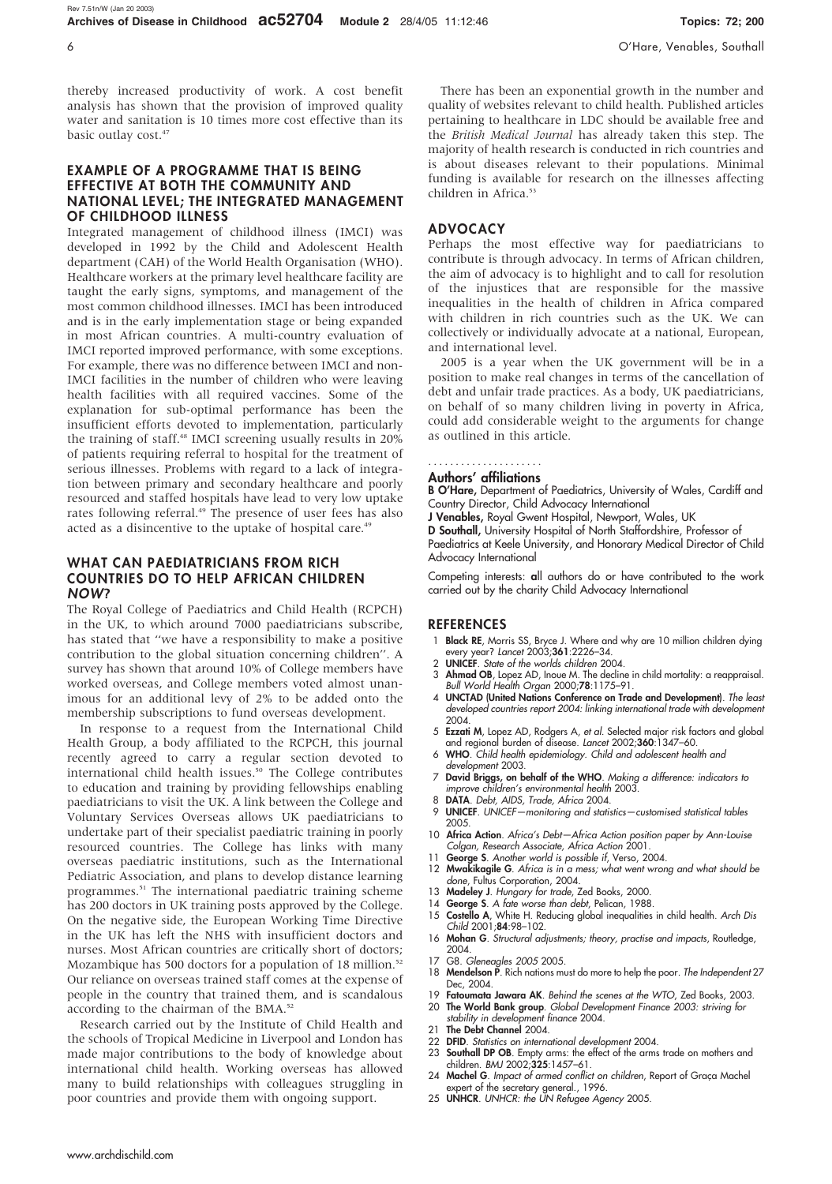thereby increased productivity of work. A cost benefit analysis has shown that the provision of improved quality water and sanitation is 10 times more cost effective than its basic outlay cost.[47]

## EXAMPLE OF A PROGRAMME THAT IS BEING EFFECTIVE AT BOTH THE COMMUNITY AND NATIONAL LEVEL; THE INTEGRATED MANAGEMENT OF CHILDHOOD ILLNESS

Integrated management of childhood illness (IMCI) was developed in 1992 by the Child and Adolescent Health department (CAH) of the World Health Organisation (WHO). Healthcare workers at the primary level healthcare facility are taught the early signs, symptoms, and management of the most common childhood illnesses. IMCI has been introduced and is in the early implementation stage or being expanded in most African countries. A multi-country evaluation of IMCI reported improved performance, with some exceptions. For example, there was no difference between IMCI and non-IMCI facilities in the number of children who were leaving health facilities with all required vaccines. Some of the explanation for sub-optimal performance has been the insufficient efforts devoted to implementation, particularly the training of staff.[48] IMCI screening usually results in 20% of patients requiring referral to hospital for the treatment of serious illnesses. Problems with regard to a lack of integration between primary and secondary healthcare and poorly resourced and staffed hospitals have lead to very low uptake rates following referral.[49] The presence of user fees has also acted as a disincentive to the uptake of hospital care.[49]

## WHAT CAN PAEDIATRICIANS FROM RICH COUNTRIES DO TO HELP AFRICAN CHILDREN *NOW*?

The Royal College of Paediatrics and Child Health (RCPCH) in the UK, to which around 7000 paediatricians subscribe, has stated that "we have a responsibility to make a positive contribution to the global situation concerning children". A survey has shown that around 10% of College members have worked overseas, and College members voted almost unanimous for an additional levy of 2% to be added onto the membership subscriptions to fund overseas development.

In response to a request from the International Child Health Group, a body affiliated to the RCPCH, this journal recently agreed to carry a regular section devoted to international child health issues.[50] The College contributes to education and training by providing fellowships enabling paediatricians to visit the UK. A link between the College and Voluntary Services Overseas allows UK paediatricians to undertake part of their specialist paediatric training in poorly resourced countries. The College has links with many overseas paediatric institutions, such as the International Pediatric Association, and plans to develop distance learning programmes.[51] The international paediatric training scheme has 200 doctors in UK training posts approved by the College. On the negative side, the European Working Time Directive in the UK has left the NHS with insufficient doctors and nurses. Most African countries are critically short of doctors; Mozambique has 500 doctors for a population of 18 million.[52] Our reliance on overseas trained staff comes at the expense of people in the country that trained them, and is scandalous according to the chairman of the BMA.[52]

Research carried out by the Institute of Child Health and the schools of Tropical Medicine in Liverpool and London has made major contributions to the body of knowledge about international child health. Working overseas has allowed many to build relationships with colleagues struggling in poor countries and provide them with ongoing support.

There has been an exponential growth in the number and quality of websites relevant to child health. Published articles pertaining to healthcare in LDC should be available free and the *British Medical Journal* has already taken this step. The majority of health research is conducted in rich countries and is about diseases relevant to their populations. Minimal funding is available for research on the illnesses affecting children in Africa.[53]

## ADVOCACY

Perhaps the most effective way for paediatricians to contribute is through advocacy. In terms of African children, the aim of advocacy is to highlight and to call for resolution of the injustices that are responsible for the massive inequalities in the health of children in Africa compared with children in rich countries such as the UK. We can collectively or individually advocate at a national, European, and international level.

2005 is a year when the UK government will be in a position to make real changes in terms of the cancellation of debt and unfair trade practices. As a body, UK paediatricians, on behalf of so many children living in poverty in Africa, could add considerable weight to the arguments for change as outlined in this article.

### Authors' affiliations

**B O'Hare,** Department of Paediatrics, University of Wales, Cardiff and Country Director, Child Advocacy International

**J Venables,** Royal Gwent Hospital, Newport, Wales, UK

**D Southall,** University Hospital of North Staffordshire, Professor of Paediatrics at Keele University, and Honorary Medical Director of Child Advocacy International

Competing interests: all authors do or have contributed to the work carried out by the charity Child Advocacy International

## REFERENCES

1. **Black RE**, Morris SS, Bryce J. Where and why are 10 million children dying every year? *Lancet* 2003;**361**:2226–34.
2. **UNICEF**. *State of the worlds children* 2004.
3. **Ahmad OB**, Lopez AD, Inoue M. The decline in child mortality: a reappraisal. *Bull World Health Organ* 2000;**78**:1175–91.
4. **UNCTAD (United Nations Conference on Trade and Development)**. *The least developed countries report 2004: linking international trade with development* 2004.
5. **Ezzati M**, Lopez AD, Rodgers A, *et al*. Selected major risk factors and global and regional burden of disease. *Lancet* 2002;**360**:1347–60.
6. **WHO**. *Child health epidemiology. Child and adolescent health and development* 2003.
7. **David Briggs, on behalf of the WHO**. *Making a difference: indicators to improve children's environmental health* 2003.
8. **DATA**. *Debt, AIDS, Trade, Africa* 2004.
9. **UNICEF**. *UNICEF—monitoring and statistics—customised statistical tables* 2005.
10. **Africa Action**. *Africa's Debt—Africa Action position paper by Ann-Louise Colgan, Research Associate, Africa Action* 2001.
11. **George S**. *Another world is possible if*, Verso, 2004.
12. **Mwakikagile G**. *Africa is in a mess; what went wrong and what should be done*, Fultus Corporation, 2004.
13. **Madeley J**. *Hungary for trade*, Zed Books, 2000.
14. **George S**. *A fate worse than debt*, Pelican, 1988.
15. **Costello A**, White H. Reducing global inequalities in child health. *Arch Dis Child* 2001;**84**:98–102.
16. **Mohan G**. *Structural adjustments; theory, practise and impacts*, Routledge, 2004.
17. G8. *Gleneagles 2005* 2005.
18. **Mendelson P**. Rich nations must do more to help the poor. *The Independent* 27 Dec, 2004.
19. **Fatoumata Jawara AK**. *Behind the scenes at the WTO*, Zed Books, 2003.
20. **The World Bank group**. *Global Development Finance 2003: striving for stability in development finance* 2004.
21. **The Debt Channel** 2004.
22. **DFID**. *Statistics on international development* 2004.
23. **Southall DP OB**. Empty arms: the effect of the arms trade on mothers and children. *BMJ* 2002;**325**:1457–61.
24. **Machel G**. *Impact of armed conflict on children*, Report of Graça Machel expert of the secretary general., 1996.
25. **UNHCR**. *UNHCR: the UN Refugee Agency* 2005.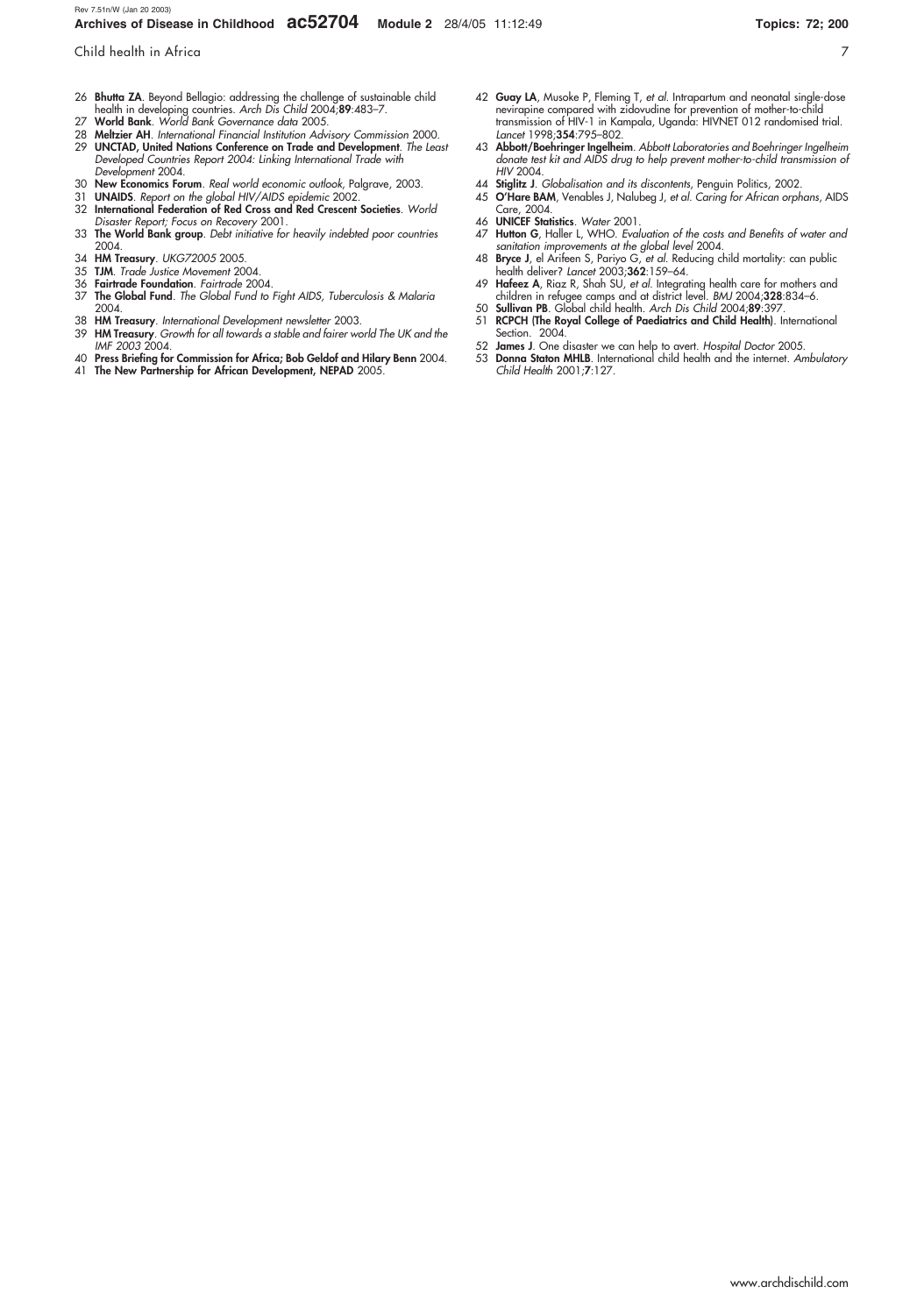26 **Bhutta ZA**. Beyond Bellagio: addressing the challenge of sustainable child health in developing countries. *Arch Dis Child* 2004;**89**:483–7.
27 **World Bank**. *World Bank Governance data* 2005.
28 **Meltzier AH**. *International Financial Institution Advisory Commission* 2000.
29 **UNCTAD, United Nations Conference on Trade and Development**. *The Least Developed Countries Report 2004: Linking International Trade with Development* 2004.
30 **New Economics Forum**. *Real world economic outlook*, Palgrave, 2003.
31 **UNAIDS**. *Report on the global HIV/AIDS epidemic* 2002.
32 **International Federation of Red Cross and Red Crescent Societies**. *World Disaster Report; Focus on Recovery* 2001.
33 **The World Bank group**. *Debt initiative for heavily indebted poor countries* 2004.
34 **HM Treasury**. *UKG72005* 2005.
35 **TJM**. *Trade Justice Movement* 2004.
36 **Fairtrade Foundation**. *Fairtrade* 2004.
37 **The Global Fund**. *The Global Fund to Fight AIDS, Tuberculosis & Malaria* 2004.
38 **HM Treasury**. *International Development newsletter* 2003.
39 **HM Treasury**. *Growth for all towards a stable and fairer world The UK and the IMF 2003* 2004.
40 **Press Briefing for Commission for Africa; Bob Geldof and Hilary Benn** 2004.
41 **The New Partnership for African Development, NEPAD** 2005.
42 **Guay LA**, Musoke P, Fleming T, *et al*. Intrapartum and neonatal single-dose nevirapine compared with zidovudine for prevention of mother-to-child transmission of HIV-1 in Kampala, Uganda: HIVNET 012 randomised trial. *Lancet* 1998;**354**:795–802.
43 **Abbott/Boehringer Ingelheim**. *Abbott Laboratories and Boehringer Ingelheim donate test kit and AIDS drug to help prevent mother-to-child transmission of HIV* 2004.
44 **Stiglitz J**. *Globalisation and its discontents*, Penguin Politics, 2002.
45 **O'Hare BAM**, Venables J, Nalubeg J, *et al*. *Caring for African orphans*, AIDS Care, 2004.
46 **UNICEF Statistics**. *Water* 2001.
47 **Hutton G**, Haller L, WHO. *Evaluation of the costs and Benefits of water and sanitation improvements at the global level* 2004.
48 **Bryce J**, el Arifeen S, Pariyo G, *et al*. Reducing child mortality: can public health deliver? *Lancet* 2003;**362**:159–64.
49 **Hafeez A**, Riaz R, Shah SU, *et al*. Integrating health care for mothers and children in refugee camps and at district level. *BMJ* 2004;**328**:834–6.
50 **Sullivan PB**. Global child health. *Arch Dis Child* 2004;**89**:397.
51 **RCPCH (The Royal College of Paediatrics and Child Health)**. International Section. 2004.
52 **James J**. One disaster we can help to avert. *Hospital Doctor* 2005.
53 **Donna Staton MHLB**. International child health and the internet. *Ambulatory Child Health* 2001;**7**:127.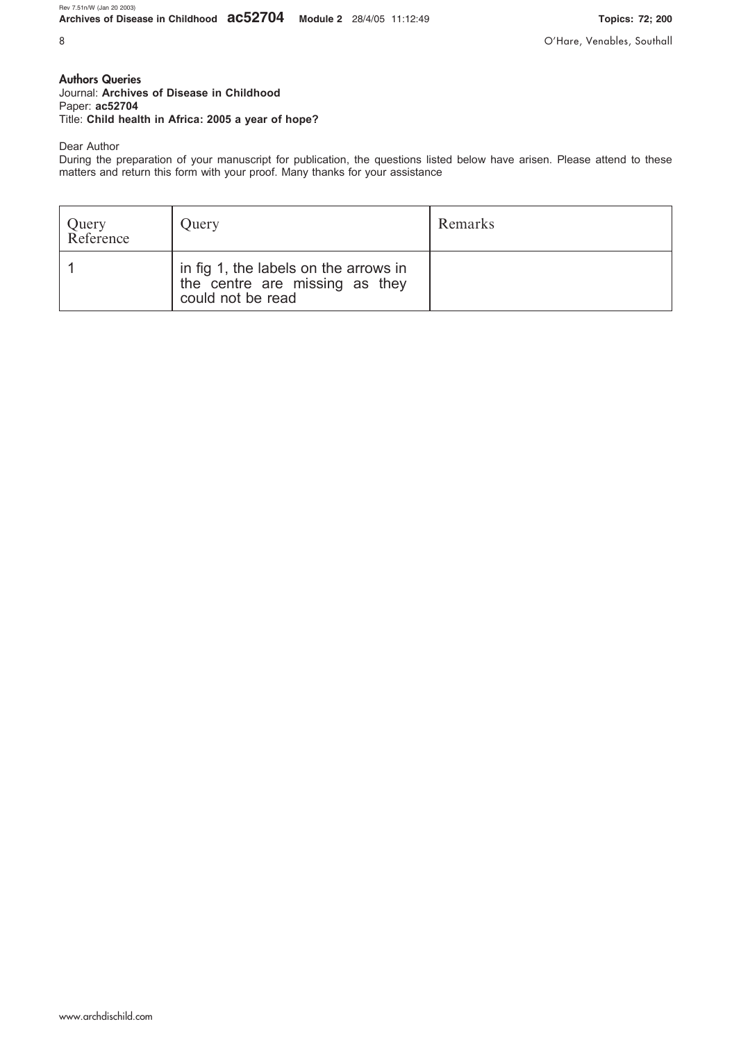## Authors Queries

Journal: **Archives of Disease in Childhood**
Paper: **ac52704**
Title: **Child health in Africa: 2005 a year of hope?**

Dear Author

During the preparation of your manuscript for publication, the questions listed below have arisen. Please attend to these matters and return this form with your proof. Many thanks for your assistance

| Query Reference | Query | Remarks |
|---|---|---|
| 1 | in fig 1, the labels on the arrows in the centre are missing as they could not be read | |